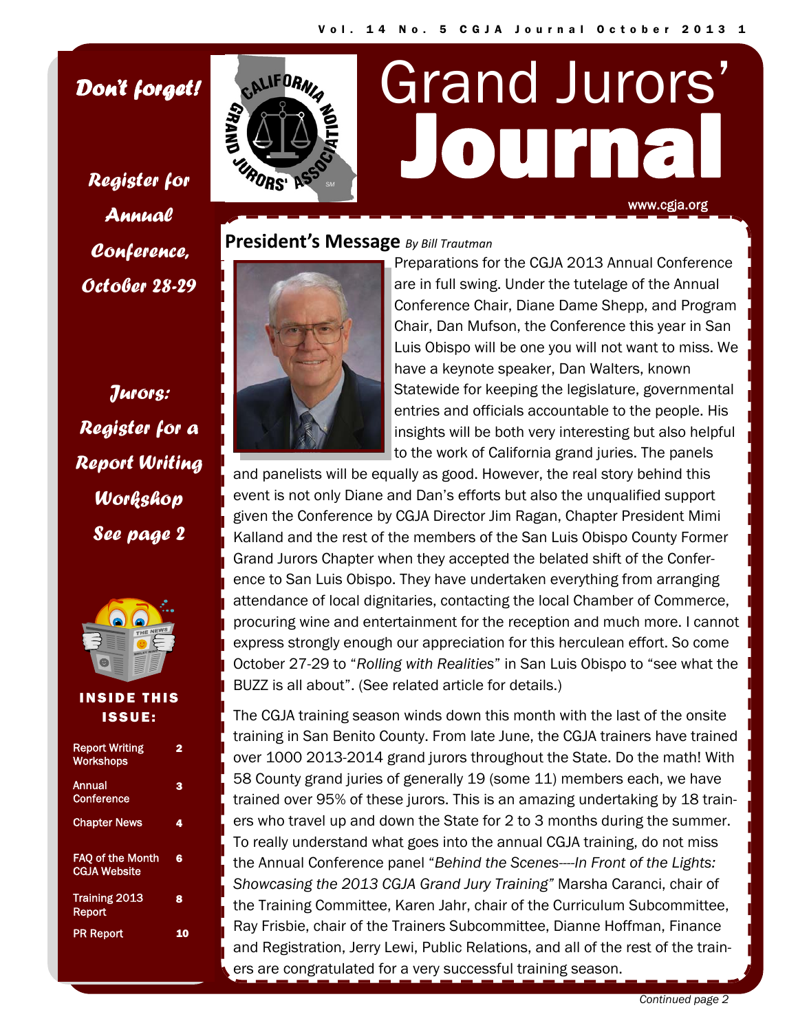# Grand Jurors' Journal

www.cgja.org

*Don't forget!*

*Register for Annual Conference, October 28-29*

*Jurors: Register for a Report Writing Workshop See page 2*

**INSIDE THIS ISSUE:**

| | |
|---|---|
| Report Writing Workshops | 2 |
| Annual Conference | 3 |
| Chapter News | 4 |
| FAQ of the Month CGJA Website | 6 |
| Training 2013 Report | 8 |
| PR Report | 10 |

## President's Message *By Bill Trautman*

Preparations for the CGJA 2013 Annual Conference are in full swing. Under the tutelage of the Annual Conference Chair, Diane Dame Shepp, and Program Chair, Dan Mufson, the Conference this year in San Luis Obispo will be one you will not want to miss. We have a keynote speaker, Dan Walters, known Statewide for keeping the legislature, governmental entries and officials accountable to the people. His insights will be both very interesting but also helpful to the work of California grand juries. The panels and panelists will be equally as good. However, the real story behind this event is not only Diane and Dan's efforts but also the unqualified support given the Conference by CGJA Director Jim Ragan, Chapter President Mimi Kalland and the rest of the members of the San Luis Obispo County Former Grand Jurors Chapter when they accepted the belated shift of the Conference to San Luis Obispo. They have undertaken everything from arranging attendance of local dignitaries, contacting the local Chamber of Commerce, procuring wine and entertainment for the reception and much more. I cannot express strongly enough our appreciation for this herculean effort. So come October 27-29 to "*Rolling with Realities*" in San Luis Obispo to "see what the BUZZ is all about". (See related article for details.)

The CGJA training season winds down this month with the last of the onsite training in San Benito County. From late June, the CGJA trainers have trained over 1000 2013-2014 grand jurors throughout the State. Do the math! With 58 County grand juries of generally 19 (some 11) members each, we have trained over 95% of these jurors. This is an amazing undertaking by 18 trainers who travel up and down the State for 2 to 3 months during the summer. To really understand what goes into the annual CGJA training, do not miss the Annual Conference panel "*Behind the Scenes----In Front of the Lights: Showcasing the 2013 CGJA Grand Jury Training"* Marsha Caranci, chair of the Training Committee, Karen Jahr, chair of the Curriculum Subcommittee, Ray Frisbie, chair of the Trainers Subcommittee, Dianne Hoffman, Finance and Registration, Jerry Lewi, Public Relations, and all of the rest of the trainers are congratulated for a very successful training season.

*Continued page 2*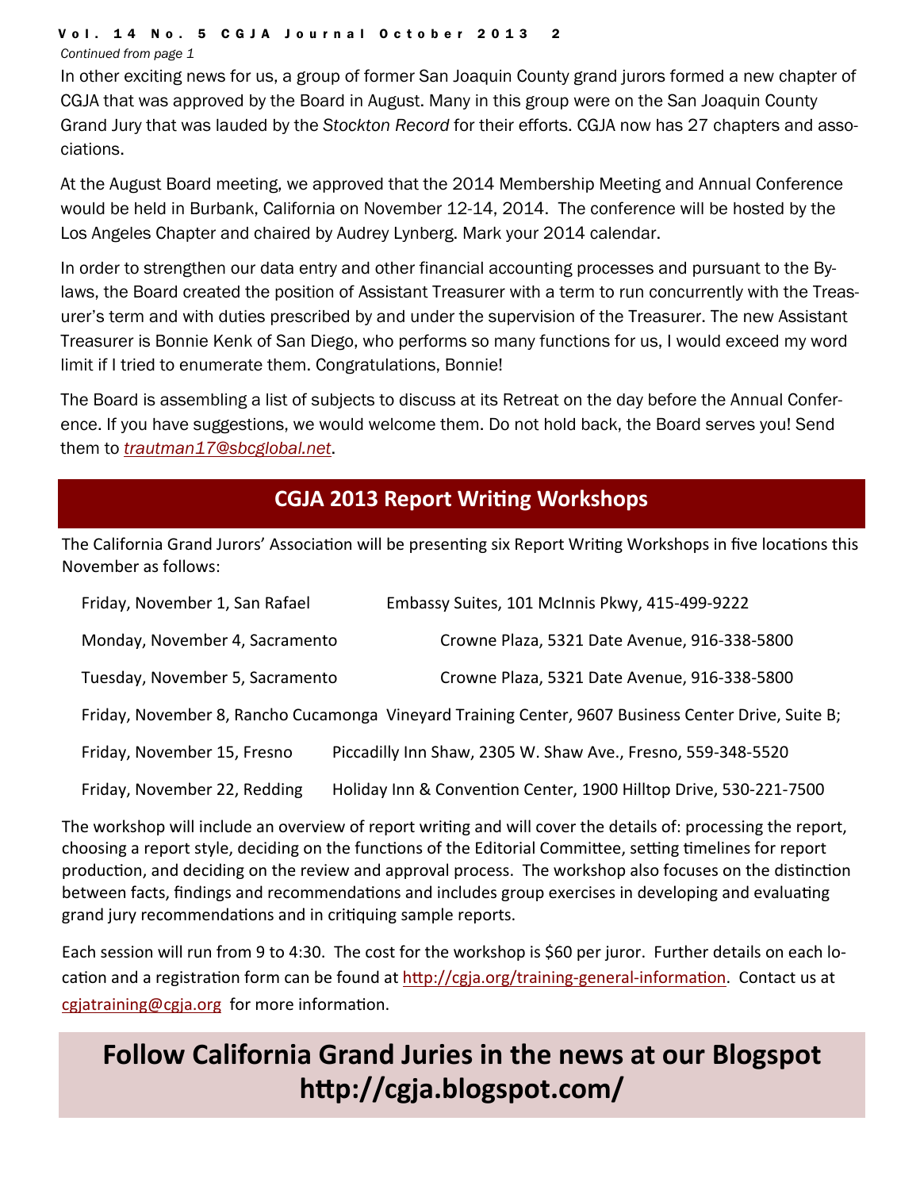*Continued from page 1*

In other exciting news for us, a group of former San Joaquin County grand jurors formed a new chapter of CGJA that was approved by the Board in August. Many in this group were on the San Joaquin County Grand Jury that was lauded by the *Stockton Record* for their efforts. CGJA now has 27 chapters and associations.

At the August Board meeting, we approved that the 2014 Membership Meeting and Annual Conference would be held in Burbank, California on November 12-14, 2014. The conference will be hosted by the Los Angeles Chapter and chaired by Audrey Lynberg. Mark your 2014 calendar.

In order to strengthen our data entry and other financial accounting processes and pursuant to the Bylaws, the Board created the position of Assistant Treasurer with a term to run concurrently with the Treasurer's term and with duties prescribed by and under the supervision of the Treasurer. The new Assistant Treasurer is Bonnie Kenk of San Diego, who performs so many functions for us, I would exceed my word limit if I tried to enumerate them. Congratulations, Bonnie!

The Board is assembling a list of subjects to discuss at its Retreat on the day before the Annual Conference. If you have suggestions, we would welcome them. Do not hold back, the Board serves you! Send them to *trautman17@sbcglobal.net*.

## CGJA 2013 Report Writing Workshops

The California Grand Jurors' Association will be presenting six Report Writing Workshops in five locations this November as follows:

| Date, Location | Venue |
|---|---|
| Friday, November 1, San Rafael | Embassy Suites, 101 McInnis Pkwy, 415-499-9222 |
| Monday, November 4, Sacramento | Crowne Plaza, 5321 Date Avenue, 916-338-5800 |
| Tuesday, November 5, Sacramento | Crowne Plaza, 5321 Date Avenue, 916-338-5800 |
| Friday, November 8, Rancho Cucamonga | Vineyard Training Center, 9607 Business Center Drive, Suite B; |
| Friday, November 15, Fresno | Piccadilly Inn Shaw, 2305 W. Shaw Ave., Fresno, 559-348-5520 |
| Friday, November 22, Redding | Holiday Inn & Convention Center, 1900 Hilltop Drive, 530-221-7500 |

The workshop will include an overview of report writing and will cover the details of: processing the report, choosing a report style, deciding on the functions of the Editorial Committee, setting timelines for report production, and deciding on the review and approval process. The workshop also focuses on the distinction between facts, findings and recommendations and includes group exercises in developing and evaluating grand jury recommendations and in critiquing sample reports.

Each session will run from 9 to 4:30. The cost for the workshop is $60 per juror. Further details on each location and a registration form can be found at http://cgja.org/training-general-information. Contact us at cgjatraining@cgja.org for more information.

## Follow California Grand Juries in the news at our Blogspot http://cgja.blogspot.com/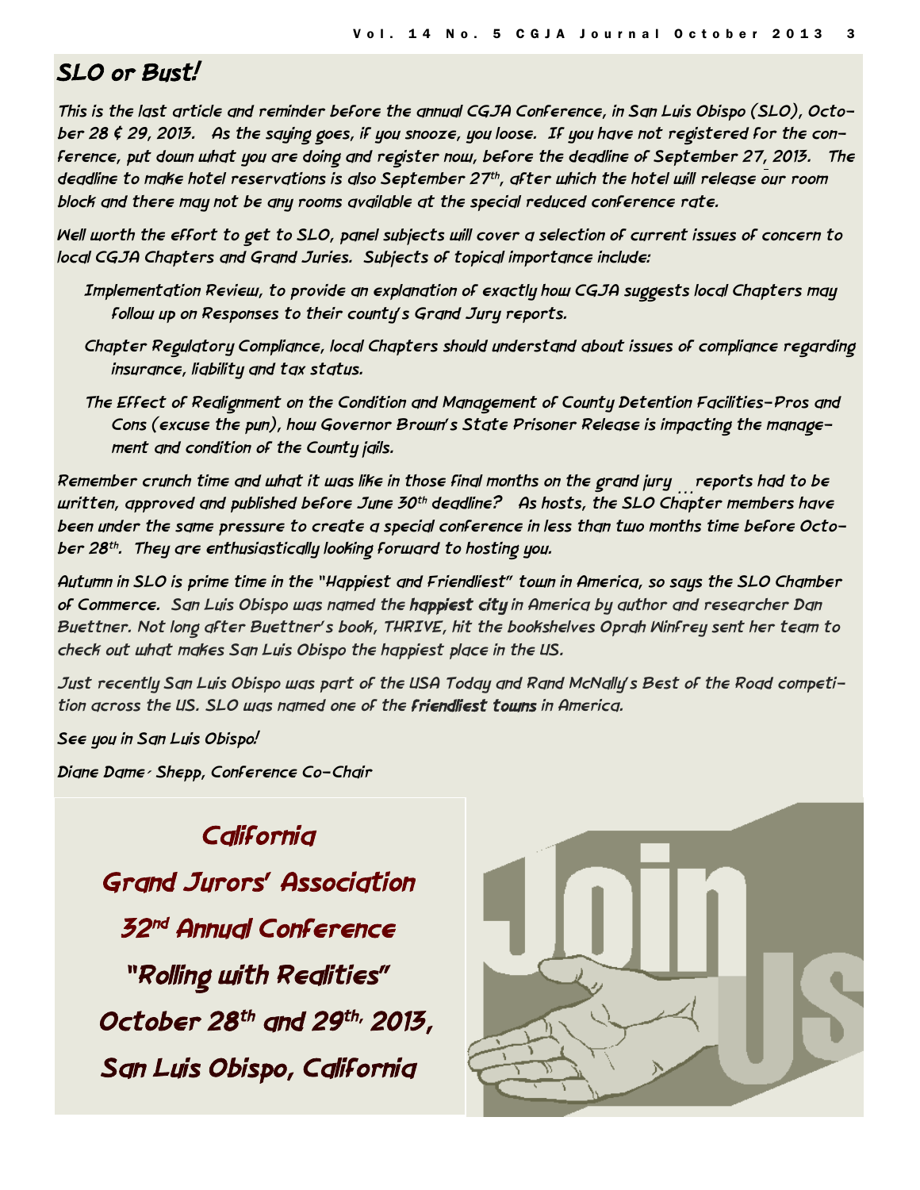## SLO or Bust!

This is the last article and reminder before the annual CGJA Conference, in San Luis Obispo (SLO), October 28 & 29, 2013. As the saying goes, if you snooze, you loose. If you have not registered for the conference, put down what you are doing and register now, before the deadline of September 27, 2013. The deadline to make hotel reservations is also September 27th, after which the hotel will release our room block and there may not be any rooms available at the special reduced conference rate.

Well worth the effort to get to SLO, panel subjects will cover a selection of current issues of concern to local CGJA Chapters and Grand Juries. Subjects of topical importance include:

- Implementation Review, to provide an explanation of exactly how CGJA suggests local Chapters may follow up on Responses to their county's Grand Jury reports.
- Chapter Regulatory Compliance, local Chapters should understand about issues of compliance regarding insurance, liability and tax status.
- The Effect of Realignment on the Condition and Management of County Detention Facilities-Pros and Cons (excuse the pun), how Governor Brown's State Prisoner Release is impacting the management and condition of the County jails.

Remember crunch time and what it was like in those final months on the grand jury … reports had to be written, approved and published before June 30th deadline? As hosts, the SLO Chapter members have been under the same pressure to create a special conference in less than two months time before October 28th. They are enthusiastically looking forward to hosting you.

Autumn in SLO is prime time in the "Happiest and Friendliest" town in America, so says the SLO Chamber of Commerce. San Luis Obispo was named the **happiest city** in America by author and researcher Dan Buettner. Not long after Buettner's book, THRIVE, hit the bookshelves Oprah Winfrey sent her team to check out what makes San Luis Obispo the happiest place in the US.

Just recently San Luis Obispo was part of the USA Today and Rand McNally's Best of the Road competition across the US. SLO was named one of the **friendliest towns** in America.

See you in San Luis Obispo!

Diane Dame- Shepp, Conference Co-Chair

California

Grand Jurors' Association

32nd Annual Conference

"Rolling with Realities"

October 28th and 29th, 2013,

San Luis Obispo, California

Join Us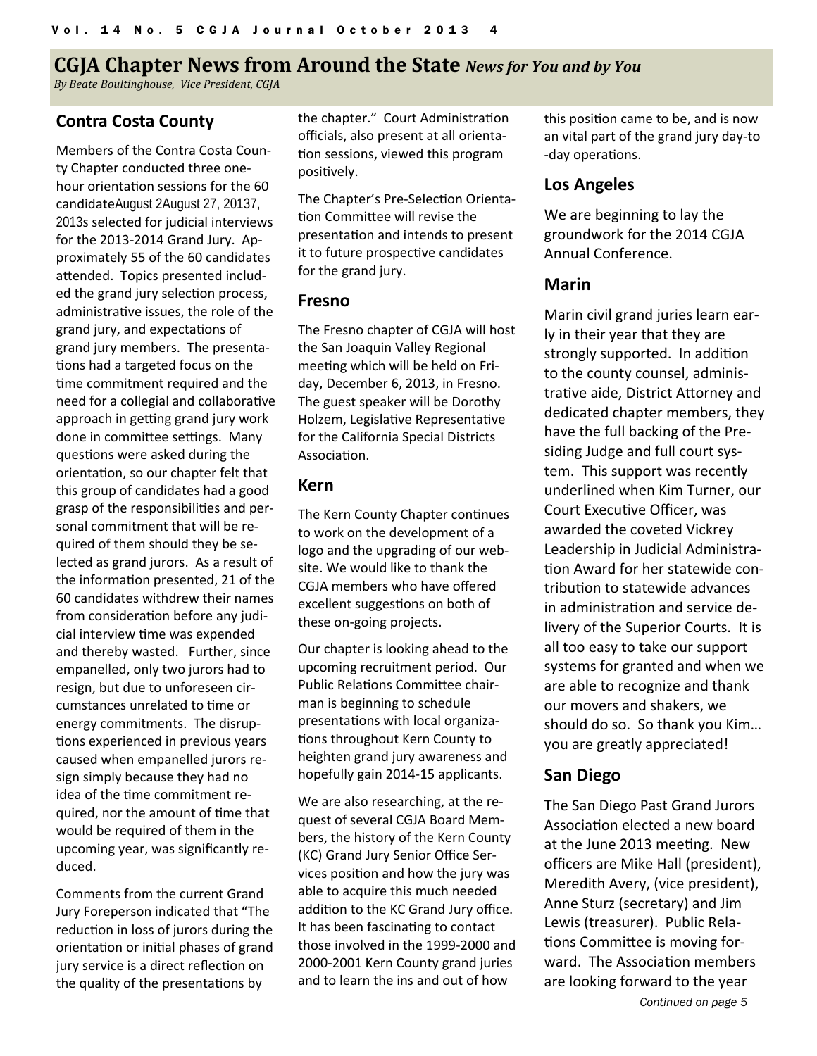## CGJA Chapter News from Around the State *News for You and by You*

*By Beate Boultinghouse, Vice President, CGJA*

### Contra Costa County

Members of the Contra Costa County Chapter conducted three one-hour orientation sessions for the 60 candidateAugust 2August 27, 20137, 2013s selected for judicial interviews for the 2013-2014 Grand Jury. Approximately 55 of the 60 candidates attended. Topics presented included the grand jury selection process, administrative issues, the role of the grand jury, and expectations of grand jury members. The presentations had a targeted focus on the time commitment required and the need for a collegial and collaborative approach in getting grand jury work done in committee settings. Many questions were asked during the orientation, so our chapter felt that this group of candidates had a good grasp of the responsibilities and personal commitment that will be required of them should they be selected as grand jurors. As a result of the information presented, 21 of the 60 candidates withdrew their names from consideration before any judicial interview time was expended and thereby wasted. Further, since empanelled, only two jurors had to resign, but due to unforeseen circumstances unrelated to time or energy commitments. The disruptions experienced in previous years caused when empanelled jurors resign simply because they had no idea of the time commitment required, nor the amount of time that would be required of them in the upcoming year, was significantly reduced.

Comments from the current Grand Jury Foreperson indicated that "The reduction in loss of jurors during the orientation or initial phases of grand jury service is a direct reflection on the quality of the presentations by the chapter." Court Administration officials, also present at all orientation sessions, viewed this program positively.

The Chapter's Pre-Selection Orientation Committee will revise the presentation and intends to present it to future prospective candidates for the grand jury.

### Fresno

The Fresno chapter of CGJA will host the San Joaquin Valley Regional meeting which will be held on Friday, December 6, 2013, in Fresno. The guest speaker will be Dorothy Holzem, Legislative Representative for the California Special Districts Association.

### Kern

The Kern County Chapter continues to work on the development of a logo and the upgrading of our website. We would like to thank the CGJA members who have offered excellent suggestions on both of these on-going projects.

Our chapter is looking ahead to the upcoming recruitment period. Our Public Relations Committee chairman is beginning to schedule presentations with local organizations throughout Kern County to heighten grand jury awareness and hopefully gain 2014-15 applicants.

We are also researching, at the request of several CGJA Board Members, the history of the Kern County (KC) Grand Jury Senior Office Services position and how the jury was able to acquire this much needed addition to the KC Grand Jury office. It has been fascinating to contact those involved in the 1999-2000 and 2000-2001 Kern County grand juries and to learn the ins and out of how this position came to be, and is now an vital part of the grand jury day-to-day operations.

### Los Angeles

We are beginning to lay the groundwork for the 2014 CGJA Annual Conference.

### Marin

Marin civil grand juries learn early in their year that they are strongly supported. In addition to the county counsel, administrative aide, District Attorney and dedicated chapter members, they have the full backing of the Presiding Judge and full court system. This support was recently underlined when Kim Turner, our Court Executive Officer, was awarded the coveted Vickrey Leadership in Judicial Administration Award for her statewide contribution to statewide advances in administration and service delivery of the Superior Courts. It is all too easy to take our support systems for granted and when we are able to recognize and thank our movers and shakers, we should do so. So thank you Kim… you are greatly appreciated!

### San Diego

The San Diego Past Grand Jurors Association elected a new board at the June 2013 meeting. New officers are Mike Hall (president), Meredith Avery, (vice president), Anne Sturz (secretary) and Jim Lewis (treasurer). Public Relations Committee is moving forward. The Association members are looking forward to the year

*Continued on page 5*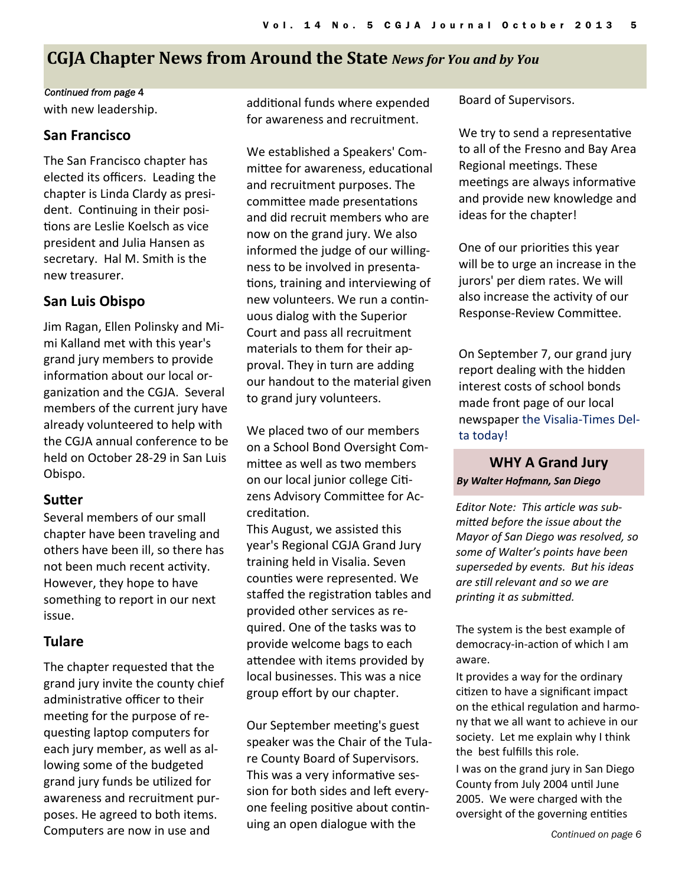# CGJA Chapter News from Around the State *News for You and by You*

*Continued from page 4*

with new leadership.

### San Francisco

The San Francisco chapter has elected its officers. Leading the chapter is Linda Clardy as president. Continuing in their positions are Leslie Koelsch as vice president and Julia Hansen as secretary. Hal M. Smith is the new treasurer.

### San Luis Obispo

Jim Ragan, Ellen Polinsky and Mimi Kalland met with this year's grand jury members to provide information about our local organization and the CGJA. Several members of the current jury have already volunteered to help with the CGJA annual conference to be held on October 28-29 in San Luis Obispo.

### Sutter

Several members of our small chapter have been traveling and others have been ill, so there has not been much recent activity. However, they hope to have something to report in our next issue.

### Tulare

The chapter requested that the grand jury invite the county chief administrative officer to their meeting for the purpose of requesting laptop computers for each jury member, as well as allowing some of the budgeted grand jury funds be utilized for awareness and recruitment purposes. He agreed to both items. Computers are now in use and additional funds where expended for awareness and recruitment.

We established a Speakers' Committee for awareness, educational and recruitment purposes. The committee made presentations and did recruit members who are now on the grand jury. We also informed the judge of our willingness to be involved in presentations, training and interviewing of new volunteers. We run a continuous dialog with the Superior Court and pass all recruitment materials to them for their approval. They in turn are adding our handout to the material given to grand jury volunteers.

We placed two of our members on a School Bond Oversight Committee as well as two members on our local junior college Citizens Advisory Committee for Accreditation.

This August, we assisted this year's Regional CGJA Grand Jury training held in Visalia. Seven counties were represented. We staffed the registration tables and provided other services as required. One of the tasks was to provide welcome bags to each attendee with items provided by local businesses. This was a nice group effort by our chapter.

Our September meeting's guest speaker was the Chair of the Tulare County Board of Supervisors. This was a very informative session for both sides and left everyone feeling positive about continuing an open dialogue with the Board of Supervisors.

We try to send a representative to all of the Fresno and Bay Area Regional meetings. These meetings are always informative and provide new knowledge and ideas for the chapter!

One of our priorities this year will be to urge an increase in the jurors' per diem rates. We will also increase the activity of our Response-Review Committee.

On September 7, our grand jury report dealing with the hidden interest costs of school bonds made front page of our local newspaper the Visalia-Times Delta today!

## WHY A Grand Jury

***By Walter Hofmann, San Diego***

*Editor Note: This article was submitted before the issue about the Mayor of San Diego was resolved, so some of Walter's points have been superseded by events. But his ideas are still relevant and so we are printing it as submitted.*

The system is the best example of democracy-in-action of which I am aware.

It provides a way for the ordinary citizen to have a significant impact on the ethical regulation and harmony that we all want to achieve in our society. Let me explain why I think the best fulfills this role.

I was on the grand jury in San Diego County from July 2004 until June 2005. We were charged with the oversight of the governing entities

*Continued on page 6*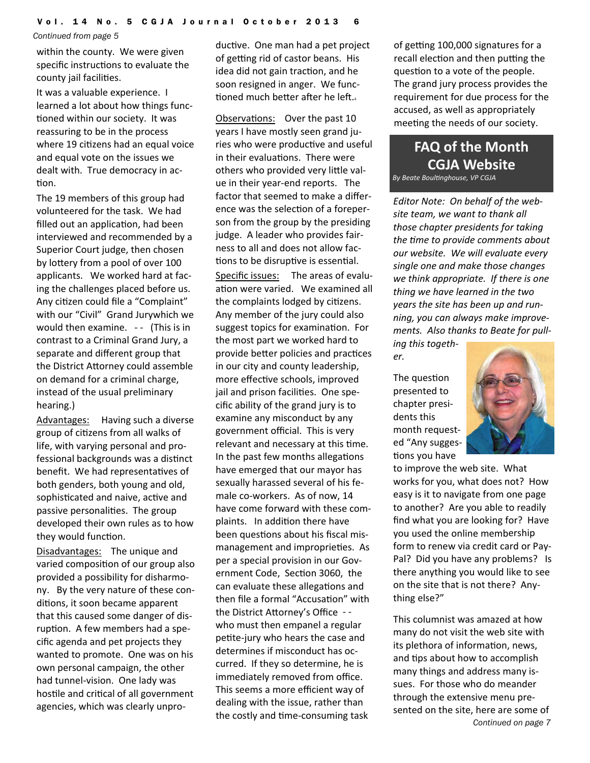*Continued from page 5*

within the county. We were given specific instructions to evaluate the county jail facilities.

It was a valuable experience. I learned a lot about how things functioned within our society. It was reassuring to be in the process where 19 citizens had an equal voice and equal vote on the issues we dealt with. True democracy in action.

The 19 members of this group had volunteered for the task. We had filled out an application, had been interviewed and recommended by a Superior Court judge, then chosen by lottery from a pool of over 100 applicants. We worked hard at facing the challenges placed before us. Any citizen could file a "Complaint" with our "Civil" Grand Jurywhich we would then examine. - - (This is in contrast to a Criminal Grand Jury, a separate and different group that the District Attorney could assemble on demand for a criminal charge, instead of the usual preliminary hearing.)

Advantages: Having such a diverse group of citizens from all walks of life, with varying personal and professional backgrounds was a distinct benefit. We had representatives of both genders, both young and old, sophisticated and naive, active and passive personalities. The group developed their own rules as to how they would function.

Disadvantages: The unique and varied composition of our group also provided a possibility for disharmony. By the very nature of these conditions, it soon became apparent that this caused some danger of disruption. A few members had a specific agenda and pet projects they wanted to promote. One was on his own personal campaign, the other had tunnel-vision. One lady was hostile and critical of all government agencies, which was clearly unproductive. One man had a pet project of getting rid of castor beans. His idea did not gain traction, and he soon resigned in anger. We functioned much better after he left.

Observations: Over the past 10 years I have mostly seen grand juries who were productive and useful in their evaluations. There were others who provided very little value in their year-end reports. The factor that seemed to make a difference was the selection of a foreperson from the group by the presiding judge. A leader who provides fairness to all and does not allow factions to be disruptive is essential.

Specific issues: The areas of evaluation were varied. We examined all the complaints lodged by citizens. Any member of the jury could also suggest topics for examination. For the most part we worked hard to provide better policies and practices in our city and county leadership, more effective schools, improved jail and prison facilities. One specific ability of the grand jury is to examine any misconduct by any government official. This is very relevant and necessary at this time. In the past few months allegations have emerged that our mayor has sexually harassed several of his female co-workers. As of now, 14 have come forward with these complaints. In addition there have been questions about his fiscal mismanagement and improprieties. As per a special provision in our Government Code, Section 3060, the can evaluate these allegations and then file a formal "Accusation" with the District Attorney's Office - - who must then empanel a regular petite-jury who hears the case and determines if misconduct has occurred. If they so determine, he is immediately removed from office. This seems a more efficient way of dealing with the issue, rather than the costly and time-consuming task of getting 100,000 signatures for a recall election and then putting the question to a vote of the people. The grand jury process provides the requirement for due process for the accused, as well as appropriately meeting the needs of our society.

## FAQ of the Month CGJA Website

*By Beate Boultinghouse, VP CGJA*

*Editor Note: On behalf of the website team, we want to thank all those chapter presidents for taking the time to provide comments about our website. We will evaluate every single one and make those changes we think appropriate. If there is one thing we have learned in the two years the site has been up and running, you can always make improvements. Also thanks to Beate for pulling this together.*

The question presented to chapter presidents this month requested "Any suggestions you have to improve the web site. What works for you, what does not? How easy is it to navigate from one page to another? Are you able to readily find what you are looking for? Have you used the online membership form to renew via credit card or PayPal? Did you have any problems? Is there anything you would like to see on the site that is not there? Anything else?"

This columnist was amazed at how many do not visit the web site with its plethora of information, news, and tips about how to accomplish many things and address many issues. For those who do meander through the extensive menu presented on the site, here are some of

*Continued on page 7*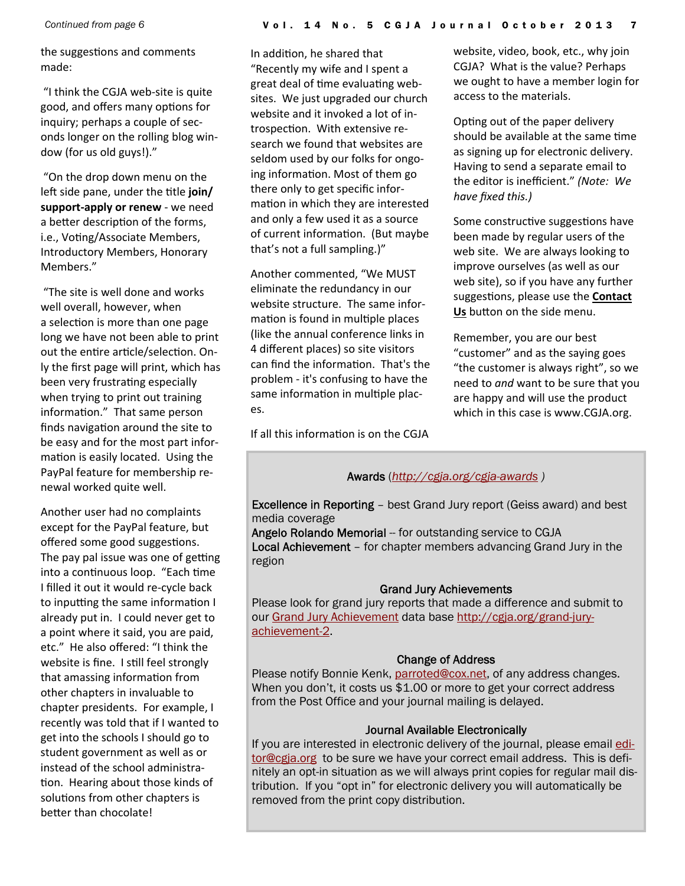*Continued from page 6*

the suggestions and comments made:

"I think the CGJA web-site is quite good, and offers many options for inquiry; perhaps a couple of seconds longer on the rolling blog window (for us old guys!)."

"On the drop down menu on the left side pane, under the title **join/ support-apply or renew** - we need a better description of the forms, i.e., Voting/Associate Members, Introductory Members, Honorary Members."

"The site is well done and works well overall, however, when a selection is more than one page long we have not been able to print out the entire article/selection. Only the first page will print, which has been very frustrating especially when trying to print out training information." That same person finds navigation around the site to be easy and for the most part information is easily located. Using the PayPal feature for membership renewal worked quite well.

Another user had no complaints except for the PayPal feature, but offered some good suggestions. The pay pal issue was one of getting into a continuous loop. "Each time I filled it out it would re-cycle back to inputting the same information I already put in. I could never get to a point where it said, you are paid, etc." He also offered: "I think the website is fine. I still feel strongly that amassing information from other chapters in invaluable to chapter presidents. For example, I recently was told that if I wanted to get into the schools I should go to student government as well as or instead of the school administration. Hearing about those kinds of solutions from other chapters is better than chocolate!

In addition, he shared that "Recently my wife and I spent a great deal of time evaluating websites. We just upgraded our church website and it invoked a lot of introspection. With extensive research we found that websites are seldom used by our folks for ongoing information. Most of them go there only to get specific information in which they are interested and only a few used it as a source of current information. (But maybe that's not a full sampling.)"

Another commented, "We MUST eliminate the redundancy in our website structure. The same information is found in multiple places (like the annual conference links in 4 different places) so site visitors can find the information. That's the problem - it's confusing to have the same information in multiple places.

If all this information is on the CGJA website, video, book, etc., why join CGJA? What is the value? Perhaps we ought to have a member login for access to the materials.

Opting out of the paper delivery should be available at the same time as signing up for electronic delivery. Having to send a separate email to the editor is inefficient." *(Note: We have fixed this.)*

Some constructive suggestions have been made by regular users of the web site. We are always looking to improve ourselves (as well as our web site), so if you have any further suggestions, please use the **Contact Us** button on the side menu.

Remember, you are our best "customer" and as the saying goes "the customer is always right", so we need to *and* want to be sure that you are happy and will use the product which in this case is www.CGJA.org.

---

**Awards** (*http://cgja.org/cgja-awards* )

**Excellence in Reporting** – best Grand Jury report (Geiss award) and best media coverage
**Angelo Rolando Memorial** -- for outstanding service to CGJA
**Local Achievement** – for chapter members advancing Grand Jury in the region

**Grand Jury Achievements**

Please look for grand jury reports that made a difference and submit to our Grand Jury Achievement data base http://cgja.org/grand-jury-achievement-2.

**Change of Address**

Please notify Bonnie Kenk, parroted@cox.net, of any address changes. When you don't, it costs us $1.00 or more to get your correct address from the Post Office and your journal mailing is delayed.

**Journal Available Electronically**

If you are interested in electronic delivery of the journal, please email editor@cgja.org to be sure we have your correct email address. This is definitely an opt-in situation as we will always print copies for regular mail distribution. If you "opt in" for electronic delivery you will automatically be removed from the print copy distribution.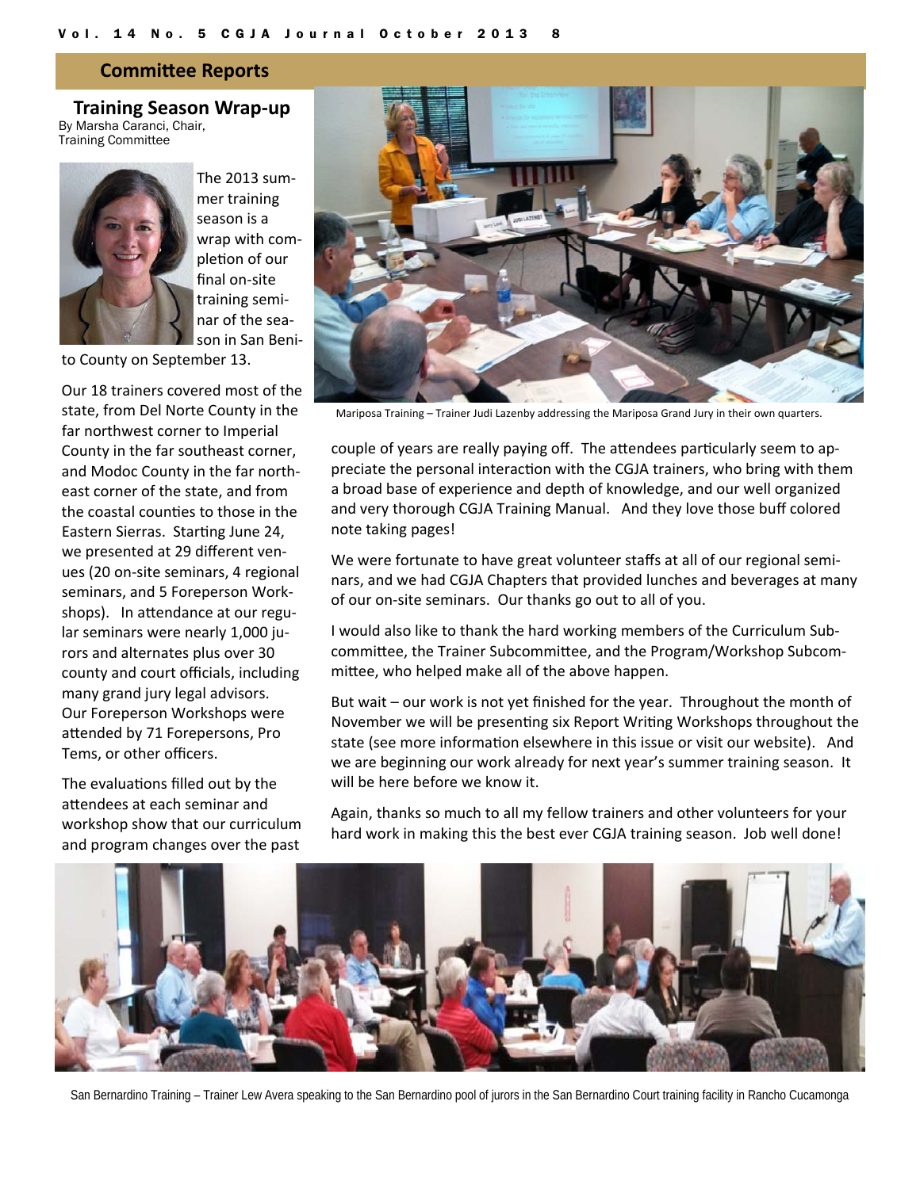## Committee Reports

### Training Season Wrap-up

By Marsha Caranci, Chair, Training Committee

The 2013 summer training season is a wrap with completion of our final on-site training seminar of the season in San Benito County on September 13.

Our 18 trainers covered most of the state, from Del Norte County in the far northwest corner to Imperial County in the far southeast corner, and Modoc County in the far northeast corner of the state, and from the coastal counties to those in the Eastern Sierras. Starting June 24, we presented at 29 different venues (20 on-site seminars, 4 regional seminars, and 5 Foreperson Workshops). In attendance at our regular seminars were nearly 1,000 jurors and alternates plus over 30 county and court officials, including many grand jury legal advisors. Our Foreperson Workshops were attended by 71 Forepersons, Pro Tems, or other officers.

The evaluations filled out by the attendees at each seminar and workshop show that our curriculum and program changes over the past couple of years are really paying off. The attendees particularly seem to appreciate the personal interaction with the CGJA trainers, who bring with them a broad base of experience and depth of knowledge, and our well organized and very thorough CGJA Training Manual. And they love those buff colored note taking pages!

Mariposa Training – Trainer Judi Lazenby addressing the Mariposa Grand Jury in their own quarters.

We were fortunate to have great volunteer staffs at all of our regional seminars, and we had CGJA Chapters that provided lunches and beverages at many of our on-site seminars. Our thanks go out to all of you.

I would also like to thank the hard working members of the Curriculum Subcommittee, the Trainer Subcommittee, and the Program/Workshop Subcommittee, who helped make all of the above happen.

But wait – our work is not yet finished for the year. Throughout the month of November we will be presenting six Report Writing Workshops throughout the state (see more information elsewhere in this issue or visit our website). And we are beginning our work already for next year's summer training season. It will be here before we know it.

Again, thanks so much to all my fellow trainers and other volunteers for your hard work in making this the best ever CGJA training season. Job well done!

San Bernardino Training – Trainer Lew Avera speaking to the San Bernardino pool of jurors in the San Bernardino Court training facility in Rancho Cucamonga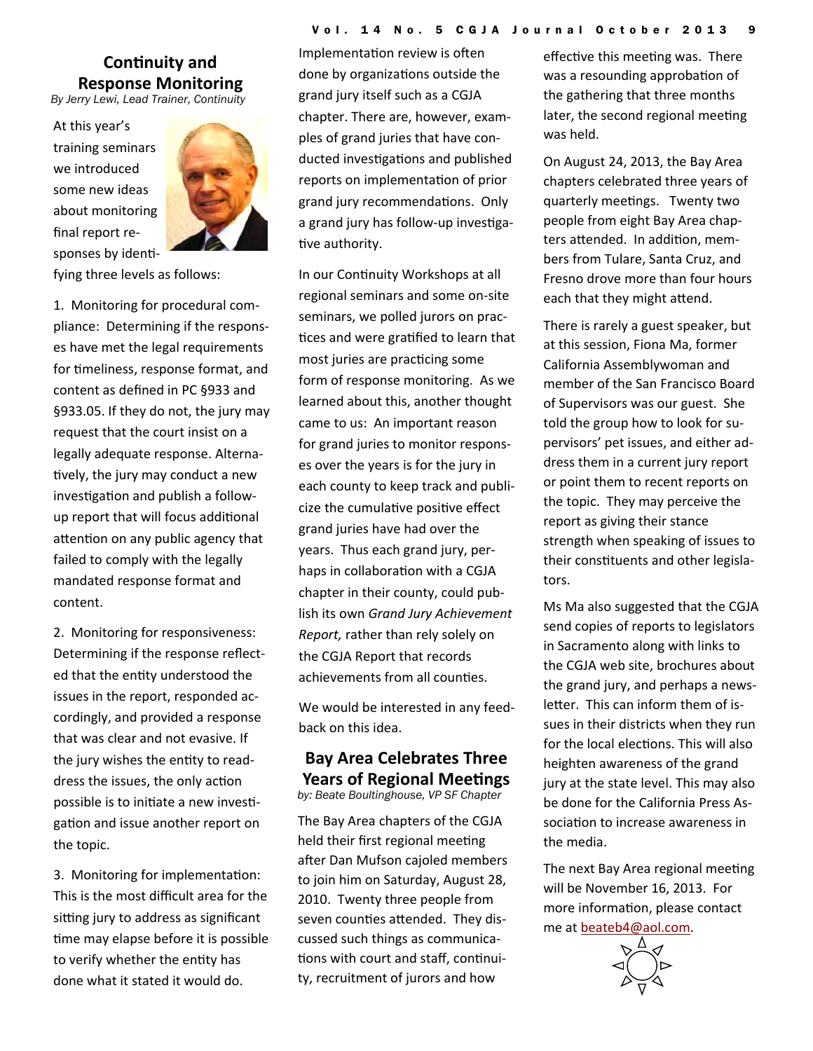## Continuity and Response Monitoring

*By Jerry Lewi, Lead Trainer, Continuity*

At this year's training seminars we introduced some new ideas about monitoring final report responses by identifying three levels as follows:

1. Monitoring for procedural compliance: Determining if the responses have met the legal requirements for timeliness, response format, and content as defined in PC §933 and §933.05. If they do not, the jury may request that the court insist on a legally adequate response. Alternatively, the jury may conduct a new investigation and publish a follow-up report that will focus additional attention on any public agency that failed to comply with the legally mandated response format and content.

2. Monitoring for responsiveness: Determining if the response reflected that the entity understood the issues in the report, responded accordingly, and provided a response that was clear and not evasive. If the jury wishes the entity to readdress the issues, the only action possible is to initiate a new investigation and issue another report on the topic.

3. Monitoring for implementation: This is the most difficult area for the sitting jury to address as significant time may elapse before it is possible to verify whether the entity has done what it stated it would do. Implementation review is often done by organizations outside the grand jury itself such as a CGJA chapter. There are, however, examples of grand juries that have conducted investigations and published reports on implementation of prior grand jury recommendations. Only a grand jury has follow-up investigative authority.

In our Continuity Workshops at all regional seminars and some on-site seminars, we polled jurors on practices and were gratified to learn that most juries are practicing some form of response monitoring. As we learned about this, another thought came to us: An important reason for grand juries to monitor responses over the years is for the jury in each county to keep track and publicize the cumulative positive effect grand juries have had over the years. Thus each grand jury, perhaps in collaboration with a CGJA chapter in their county, could publish its own *Grand Jury Achievement Report,* rather than rely solely on the CGJA Report that records achievements from all counties.

We would be interested in any feedback on this idea.

## Bay Area Celebrates Three Years of Regional Meetings

*by: Beate Boultinghouse, VP SF Chapter*

The Bay Area chapters of the CGJA held their first regional meeting after Dan Mufson cajoled members to join him on Saturday, August 28, 2010. Twenty three people from seven counties attended. They discussed such things as communications with court and staff, continuity, recruitment of jurors and how effective this meeting was. There was a resounding approbation of the gathering that three months later, the second regional meeting was held.

On August 24, 2013, the Bay Area chapters celebrated three years of quarterly meetings. Twenty two people from eight Bay Area chapters attended. In addition, members from Tulare, Santa Cruz, and Fresno drove more than four hours each that they might attend.

There is rarely a guest speaker, but at this session, Fiona Ma, former California Assemblywoman and member of the San Francisco Board of Supervisors was our guest. She told the group how to look for supervisors' pet issues, and either address them in a current jury report or point them to recent reports on the topic. They may perceive the report as giving their stance strength when speaking of issues to their constituents and other legislators.

Ms Ma also suggested that the CGJA send copies of reports to legislators in Sacramento along with links to the CGJA web site, brochures about the grand jury, and perhaps a newsletter. This can inform them of issues in their districts when they run for the local elections. This will also heighten awareness of the grand jury at the state level. This may also be done for the California Press Association to increase awareness in the media.

The next Bay Area regional meeting will be November 16, 2013. For more information, please contact me at beateb4@aol.com.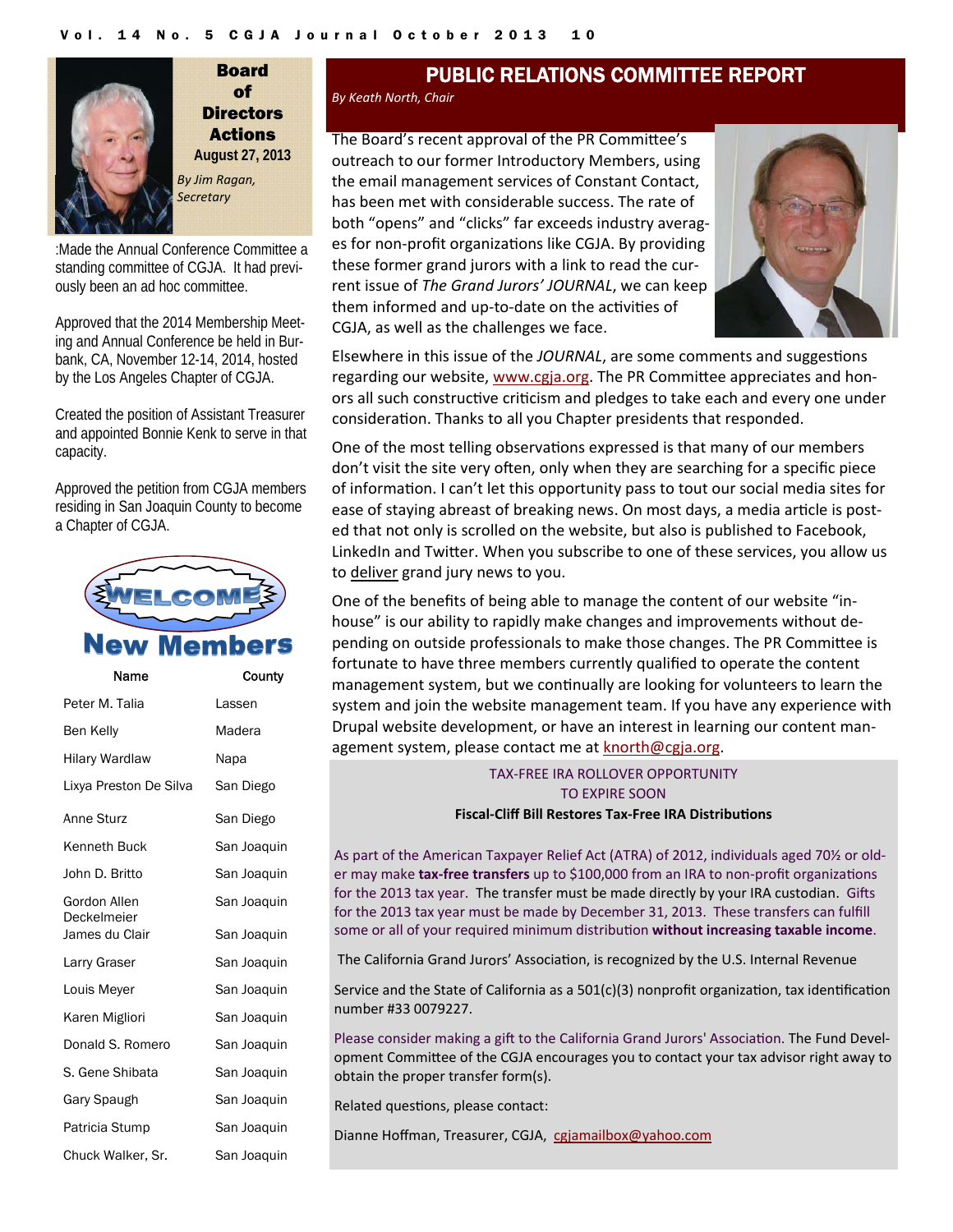## Board of Directors Actions

**August 27, 2013**

*By Jim Ragan, Secretary*

:Made the Annual Conference Committee a standing committee of CGJA. It had previously been an ad hoc committee.

Approved that the 2014 Membership Meeting and Annual Conference be held in Burbank, CA, November 12-14, 2014, hosted by the Los Angeles Chapter of CGJA.

Created the position of Assistant Treasurer and appointed Bonnie Kenk to serve in that capacity.

Approved the petition from CGJA members residing in San Joaquin County to become a Chapter of CGJA.

## WELCOME New Members

| Name | County |
|---|---|
| Peter M. Talia | Lassen |
| Ben Kelly | Madera |
| Hilary Wardlaw | Napa |
| Lixya Preston De Silva | San Diego |
| Anne Sturz | San Diego |
| Kenneth Buck | San Joaquin |
| John D. Britto | San Joaquin |
| Gordon Allen Deckelmeier | San Joaquin |
| James du Clair | San Joaquin |
| Larry Graser | San Joaquin |
| Louis Meyer | San Joaquin |
| Karen Migliori | San Joaquin |
| Donald S. Romero | San Joaquin |
| S. Gene Shibata | San Joaquin |
| Gary Spaugh | San Joaquin |
| Patricia Stump | San Joaquin |
| Chuck Walker, Sr. | San Joaquin |

## PUBLIC RELATIONS COMMITTEE REPORT

*By Keath North, Chair*

The Board's recent approval of the PR Committee's outreach to our former Introductory Members, using the email management services of Constant Contact, has been met with considerable success. The rate of both "opens" and "clicks" far exceeds industry averages for non-profit organizations like CGJA. By providing these former grand jurors with a link to read the current issue of *The Grand Jurors' JOURNAL*, we can keep them informed and up-to-date on the activities of CGJA, as well as the challenges we face.

Elsewhere in this issue of the *JOURNAL*, are some comments and suggestions regarding our website, www.cgja.org. The PR Committee appreciates and honors all such constructive criticism and pledges to take each and every one under consideration. Thanks to all you Chapter presidents that responded.

One of the most telling observations expressed is that many of our members don't visit the site very often, only when they are searching for a specific piece of information. I can't let this opportunity pass to tout our social media sites for ease of staying abreast of breaking news. On most days, a media article is posted that not only is scrolled on the website, but also is published to Facebook, LinkedIn and Twitter. When you subscribe to one of these services, you allow us to deliver grand jury news to you.

One of the benefits of being able to manage the content of our website "in-house" is our ability to rapidly make changes and improvements without depending on outside professionals to make those changes. The PR Committee is fortunate to have three members currently qualified to operate the content management system, but we continually are looking for volunteers to learn the system and join the website management team. If you have any experience with Drupal website development, or have an interest in learning our content management system, please contact me at knorth@cgja.org.

### TAX-FREE IRA ROLLOVER OPPORTUNITY TO EXPIRE SOON

**Fiscal-Cliff Bill Restores Tax-Free IRA Distributions**

As part of the American Taxpayer Relief Act (ATRA) of 2012, individuals aged 70½ or older may make **tax-free transfers** up to $100,000 from an IRA to non-profit organizations for the 2013 tax year. The transfer must be made directly by your IRA custodian. Gifts for the 2013 tax year must be made by December 31, 2013. These transfers can fulfill some or all of your required minimum distribution **without increasing taxable income**.

The California Grand Jurors' Association, is recognized by the U.S. Internal Revenue

Service and the State of California as a 501(c)(3) nonprofit organization, tax identification number #33 0079227.

Please consider making a gift to the California Grand Jurors' Association. The Fund Development Committee of the CGJA encourages you to contact your tax advisor right away to obtain the proper transfer form(s).

Related questions, please contact:

Dianne Hoffman, Treasurer, CGJA, cgjamailbox@yahoo.com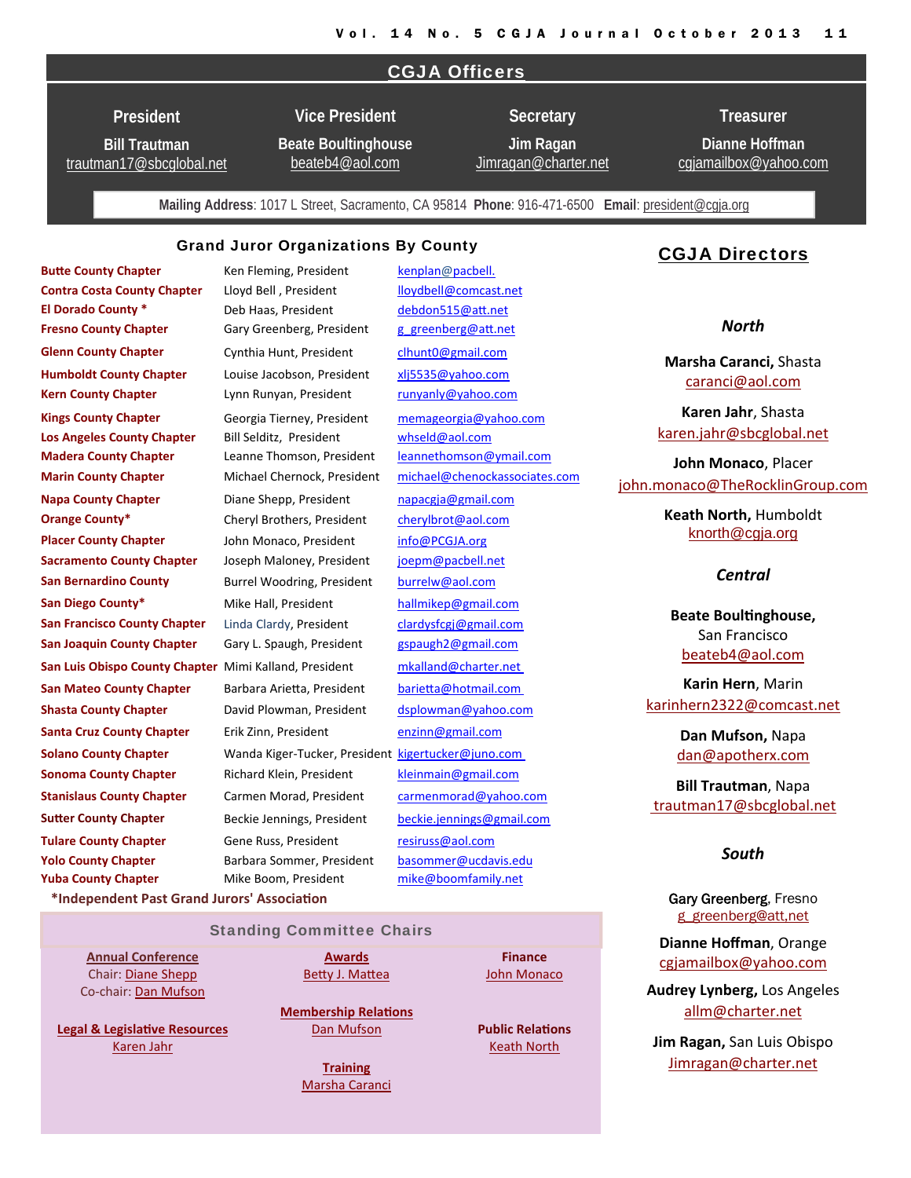## CGJA Officers

| President | Vice President | Secretary | Treasurer |
|---|---|---|---|
| Bill Trautman | Beate Boultinghouse | Jim Ragan | Dianne Hoffman |
| trautman17@sbcglobal.net | beateb4@aol.com | Jimragan@charter.net | cgjamailbox@yahoo.com |

**Mailing Address**: 1017 L Street, Sacramento, CA 95814 **Phone**: 916-471-6500 **Email**: president@cgja.org

### Grand Juror Organizations By County

| | | |
|---|---|---|
| **Butte County Chapter** | Ken Fleming, President | kenplan@pacbell. |
| **Contra Costa County Chapter** | Lloyd Bell , President | lloydbell@comcast.net |
| **El Dorado County** * | Deb Haas, President | debdon515@att.net |
| **Fresno County Chapter** | Gary Greenberg, President | g_greenberg@att.net |
| **Glenn County Chapter** | Cynthia Hunt, President | clhunt0@gmail.com |
| **Humboldt County Chapter** | Louise Jacobson, President | xlj5535@yahoo.com |
| **Kern County Chapter** | Lynn Runyan, President | runyanly@yahoo.com |
| **Kings County Chapter** | Georgia Tierney, President | memageorgia@yahoo.com |
| **Los Angeles County Chapter** | Bill Selditz, President | whseld@aol.com |
| **Madera County Chapter** | Leanne Thomson, President | leannethomson@ymail.com |
| **Marin County Chapter** | Michael Chernock, President | michael@chenockassociates.com |
| **Napa County Chapter** | Diane Shepp, President | napacgja@gmail.com |
| **Orange County*** | Cheryl Brothers, President | cherylbrot@aol.com |
| **Placer County Chapter** | John Monaco, President | info@PCGJA.org |
| **Sacramento County Chapter** | Joseph Maloney, President | joepm@pacbell.net |
| **San Bernardino County** | Burrel Woodring, President | burrelw@aol.com |
| **San Diego County*** | Mike Hall, President | hallmikep@gmail.com |
| **San Francisco County Chapter** | Linda Clardy, President | clardysfcgj@gmail.com |
| **San Joaquin County Chapter** | Gary L. Spaugh, President | gspaugh2@gmail.com |
| **San Luis Obispo County Chapter** | Mimi Kalland, President | mkalland@charter.net |
| **San Mateo County Chapter** | Barbara Arietta, President | barietta@hotmail.com |
| **Shasta County Chapter** | David Plowman, President | dsplowman@yahoo.com |
| **Santa Cruz County Chapter** | Erik Zinn, President | enzinn@gmail.com |
| **Solano County Chapter** | Wanda Kiger-Tucker, President | kigertucker@juno.com |
| **Sonoma County Chapter** | Richard Klein, President | kleinmain@gmail.com |
| **Stanislaus County Chapter** | Carmen Morad, President | carmenmorad@yahoo.com |
| **Sutter County Chapter** | Beckie Jennings, President | beckie.jennings@gmail.com |
| **Tulare County Chapter** | Gene Russ, President | resiruss@aol.com |
| **Yolo County Chapter** | Barbara Sommer, President | basommer@ucdavis.edu |
| **Yuba County Chapter** | Mike Boom, President | mike@boomfamily.net |

**\*Independent Past Grand Jurors' Association**

### Standing Committee Chairs

**Annual Conference**
Chair: Diane Shepp
Co-chair: Dan Mufson

**Awards**
Betty J. Mattea

**Finance**
John Monaco

**Membership Relations**
Dan Mufson

**Legal & Legislative Resources**
Karen Jahr

**Public Relations**
Keath North

**Training**
Marsha Caranci

## CGJA Directors

### *North*

**Marsha Caranci,** Shasta
caranci@aol.com

**Karen Jahr**, Shasta
karen.jahr@sbcglobal.net

**John Monaco**, Placer
john.monaco@TheRocklinGroup.com

**Keath North,** Humboldt
knorth@cgja.org

### *Central*

**Beate Boultinghouse,** San Francisco
beateb4@aol.com

**Karin Hern**, Marin
karinhern2322@comcast.net

**Dan Mufson,** Napa
dan@apotherx.com

**Bill Trautman**, Napa
trautman17@sbcglobal.net

### *South*

**Gary Greenberg**, Fresno
g_greenberg@att,net

**Dianne Hoffman**, Orange
cgjamailbox@yahoo.com

**Audrey Lynberg,** Los Angeles
allm@charter.net

**Jim Ragan,** San Luis Obispo
Jimragan@charter.net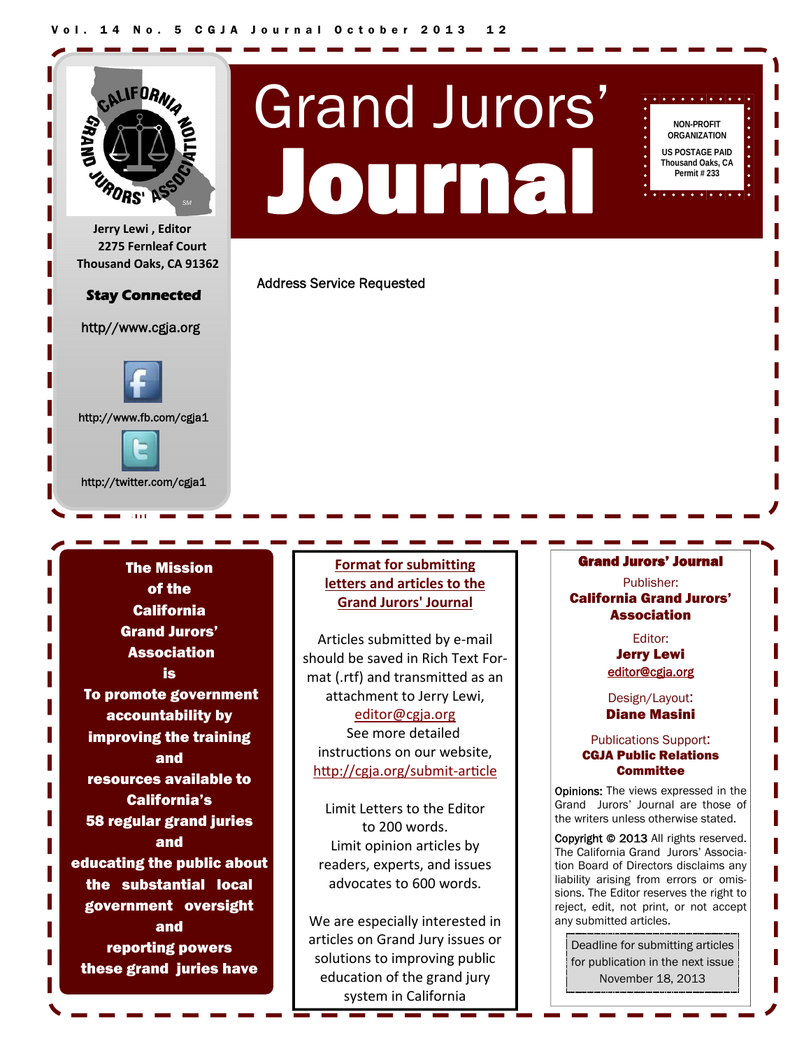Jerry Lewi , Editor
2275 Fernleaf Court
Thousand Oaks, CA 91362

**Stay Connected**

http//www.cgja.org

http://www.fb.com/cgja1

http://twitter.com/cgja1

# Grand Jurors' Journal

NON-PROFIT ORGANIZATION
US POSTAGE PAID
Thousand Oaks, CA
Permit # 233

Address Service Requested

**The Mission of the California Grand Jurors' Association is To promote government accountability by improving the training and resources available to California's 58 regular grand juries and educating the public about the substantial local government oversight and reporting powers these grand juries have**

## Format for submitting letters and articles to the Grand Jurors' Journal

Articles submitted by e-mail should be saved in Rich Text Format (.rtf) and transmitted as an attachment to Jerry Lewi, editor@cgja.org
See more detailed instructions on our website, http://cgja.org/submit-article

Limit Letters to the Editor to 200 words.
Limit opinion articles by readers, experts, and issues advocates to 600 words.

We are especially interested in articles on Grand Jury issues or solutions to improving public education of the grand jury system in California

## Grand Jurors' Journal

Publisher:
**California Grand Jurors' Association**

Editor:
**Jerry Lewi**
editor@cgja.org

Design/Layout:
**Diane Masini**

Publications Support:
**CGJA Public Relations Committee**

Opinions: The views expressed in the Grand Jurors' Journal are those of the writers unless otherwise stated.

Copyright © 2013 All rights reserved. The California Grand Jurors' Association Board of Directors disclaims any liability arising from errors or omissions. The Editor reserves the right to reject, edit, not print, or not accept any submitted articles.

Deadline for submitting articles for publication in the next issue November 18, 2013